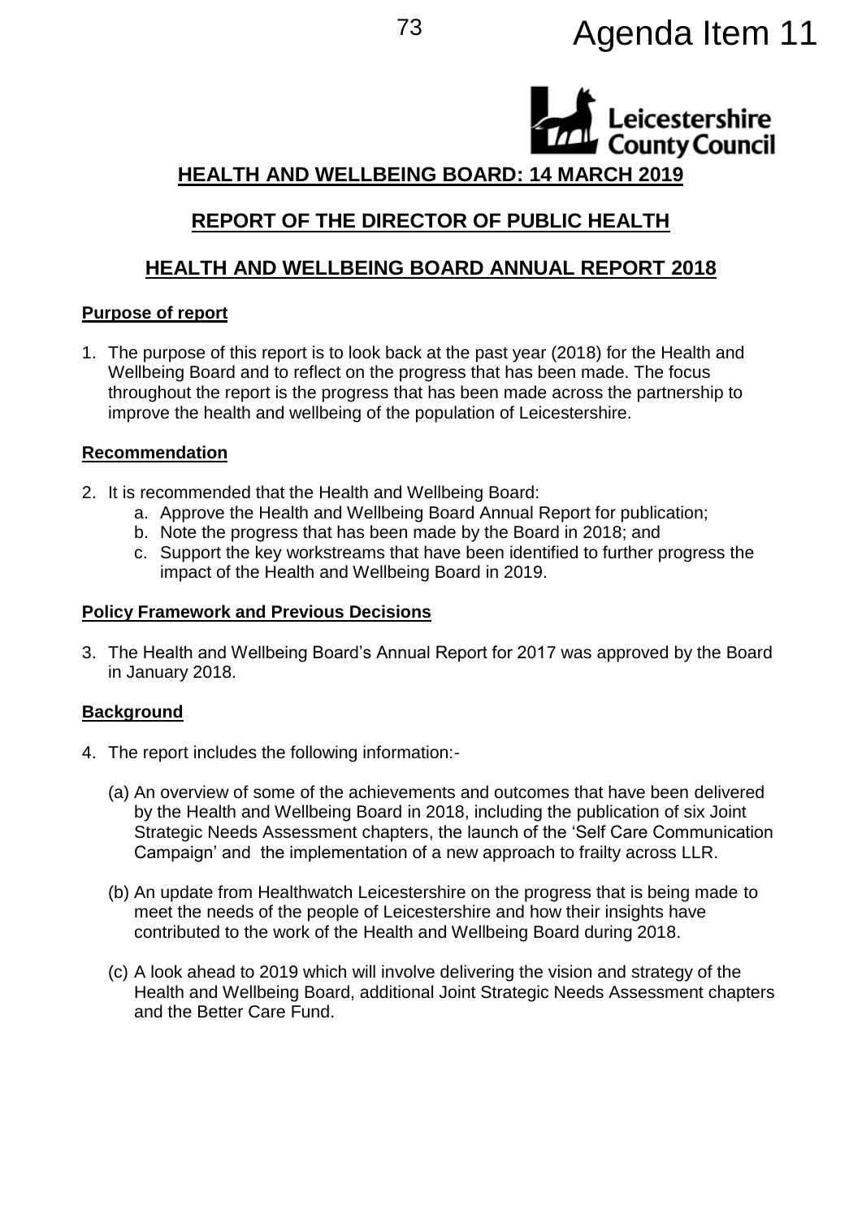Agenda Item 11

# HEALTH AND WELLBEING BOARD: 14 MARCH 2019

## REPORT OF THE DIRECTOR OF PUBLIC HEALTH

## HEALTH AND WELLBEING BOARD ANNUAL REPORT 2018

### Purpose of report

1. The purpose of this report is to look back at the past year (2018) for the Health and Wellbeing Board and to reflect on the progress that has been made. The focus throughout the report is the progress that has been made across the partnership to improve the health and wellbeing of the population of Leicestershire.

### Recommendation

2. It is recommended that the Health and Wellbeing Board:
    a. Approve the Health and Wellbeing Board Annual Report for publication;
    b. Note the progress that has been made by the Board in 2018; and
    c. Support the key workstreams that have been identified to further progress the impact of the Health and Wellbeing Board in 2019.

### Policy Framework and Previous Decisions

3. The Health and Wellbeing Board's Annual Report for 2017 was approved by the Board in January 2018.

### Background

4. The report includes the following information:-

    (a) An overview of some of the achievements and outcomes that have been delivered by the Health and Wellbeing Board in 2018, including the publication of six Joint Strategic Needs Assessment chapters, the launch of the 'Self Care Communication Campaign' and the implementation of a new approach to frailty across LLR.

    (b) An update from Healthwatch Leicestershire on the progress that is being made to meet the needs of the people of Leicestershire and how their insights have contributed to the work of the Health and Wellbeing Board during 2018.

    (c) A look ahead to 2019 which will involve delivering the vision and strategy of the Health and Wellbeing Board, additional Joint Strategic Needs Assessment chapters and the Better Care Fund.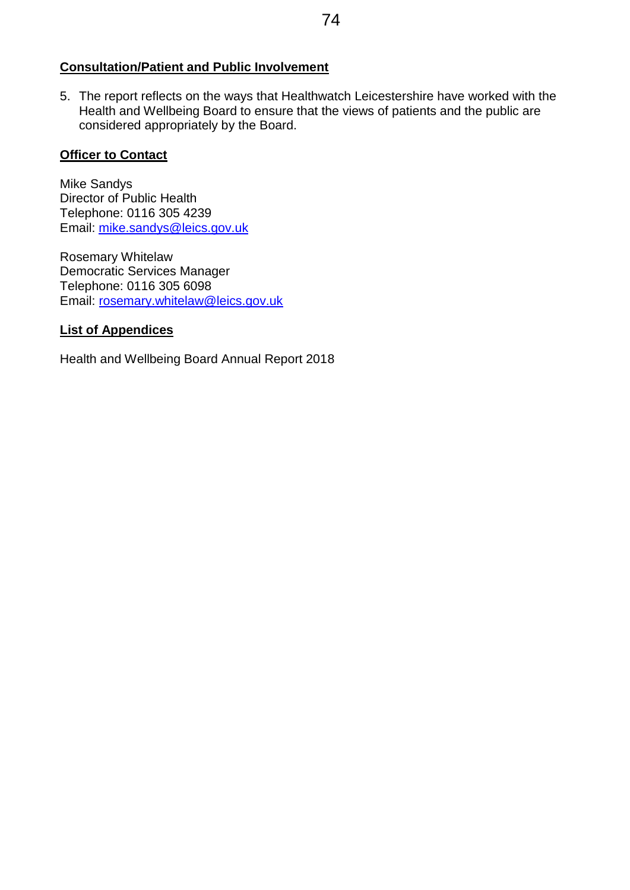**Consultation/Patient and Public Involvement**

5. The report reflects on the ways that Healthwatch Leicestershire have worked with the Health and Wellbeing Board to ensure that the views of patients and the public are considered appropriately by the Board.

**Officer to Contact**

Mike Sandys
Director of Public Health
Telephone: 0116 305 4239
Email: mike.sandys@leics.gov.uk

Rosemary Whitelaw
Democratic Services Manager
Telephone: 0116 305 6098
Email: rosemary.whitelaw@leics.gov.uk

**List of Appendices**

Health and Wellbeing Board Annual Report 2018